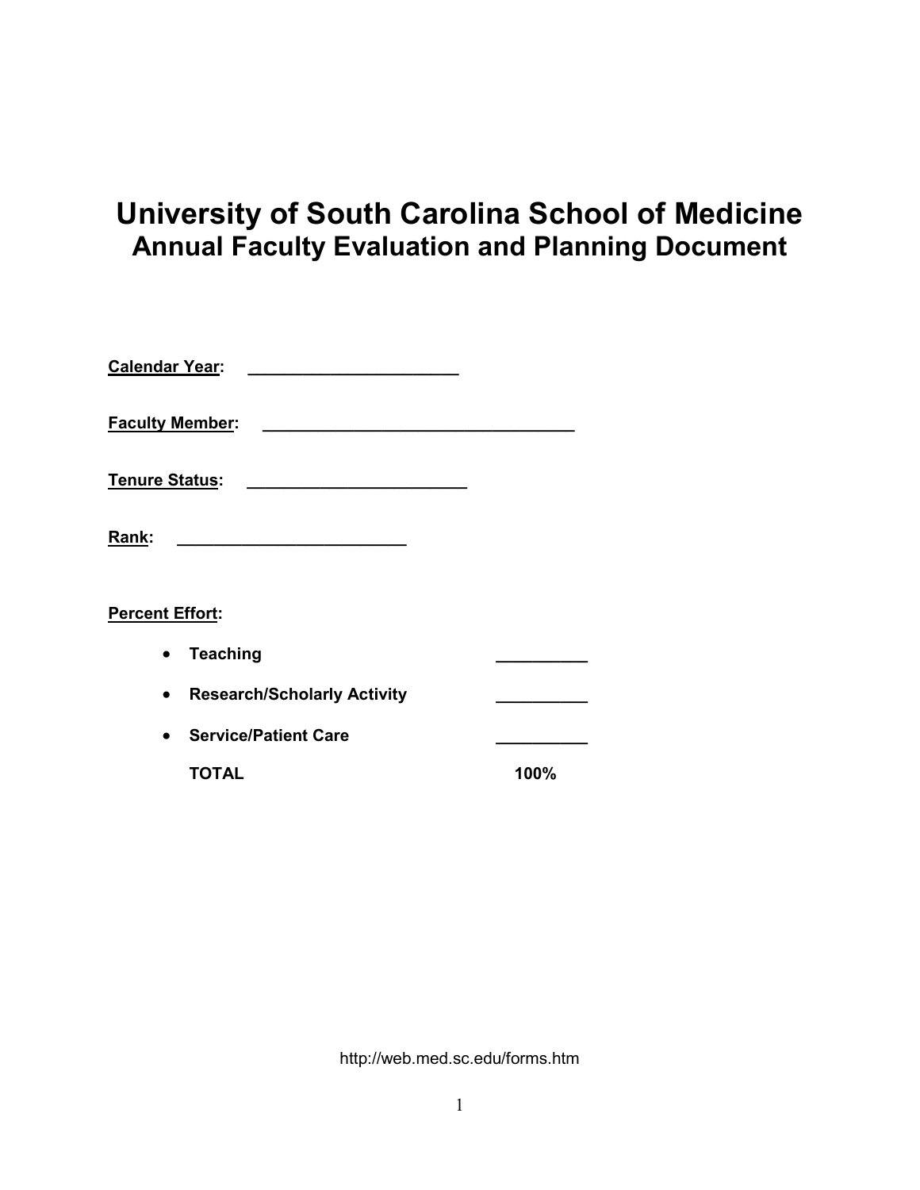# University of South Carolina School of Medicine
## Annual Faculty Evaluation and Planning Document

**Calendar Year:** ________________________

**Faculty Member:** ____________________________________

**Tenure Status:** _________________________

**Rank:** __________________________

**Percent Effort:**

- **Teaching** __________
- **Research/Scholarly Activity** __________
- **Service/Patient Care** __________

**TOTAL** **100%**

http://web.med.sc.edu/forms.htm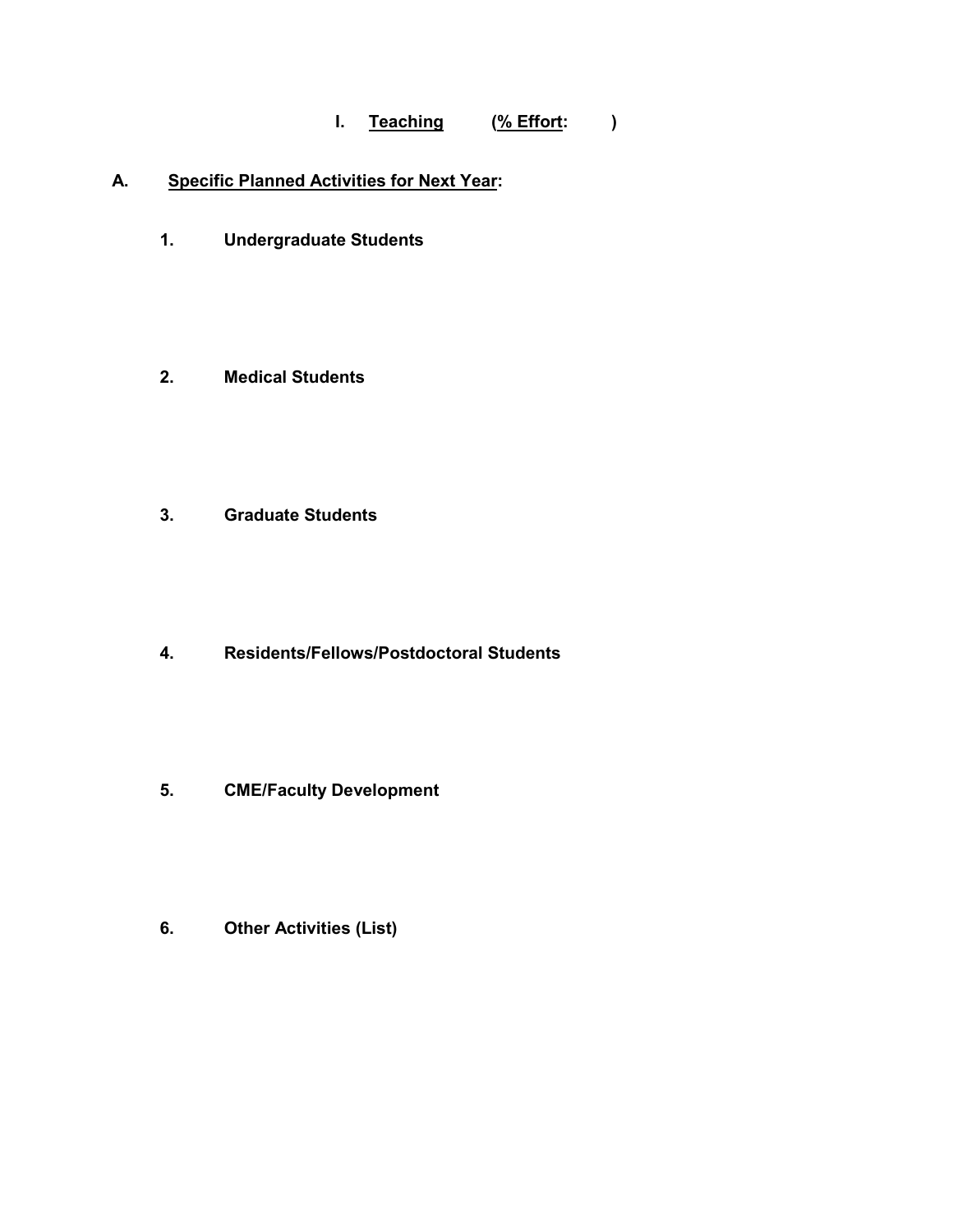# I. Teaching (% Effort: )

## A. Specific Planned Activities for Next Year:

**1. Undergraduate Students**

**2. Medical Students**

**3. Graduate Students**

**4. Residents/Fellows/Postdoctoral Students**

**5. CME/Faculty Development**

**6. Other Activities (List)**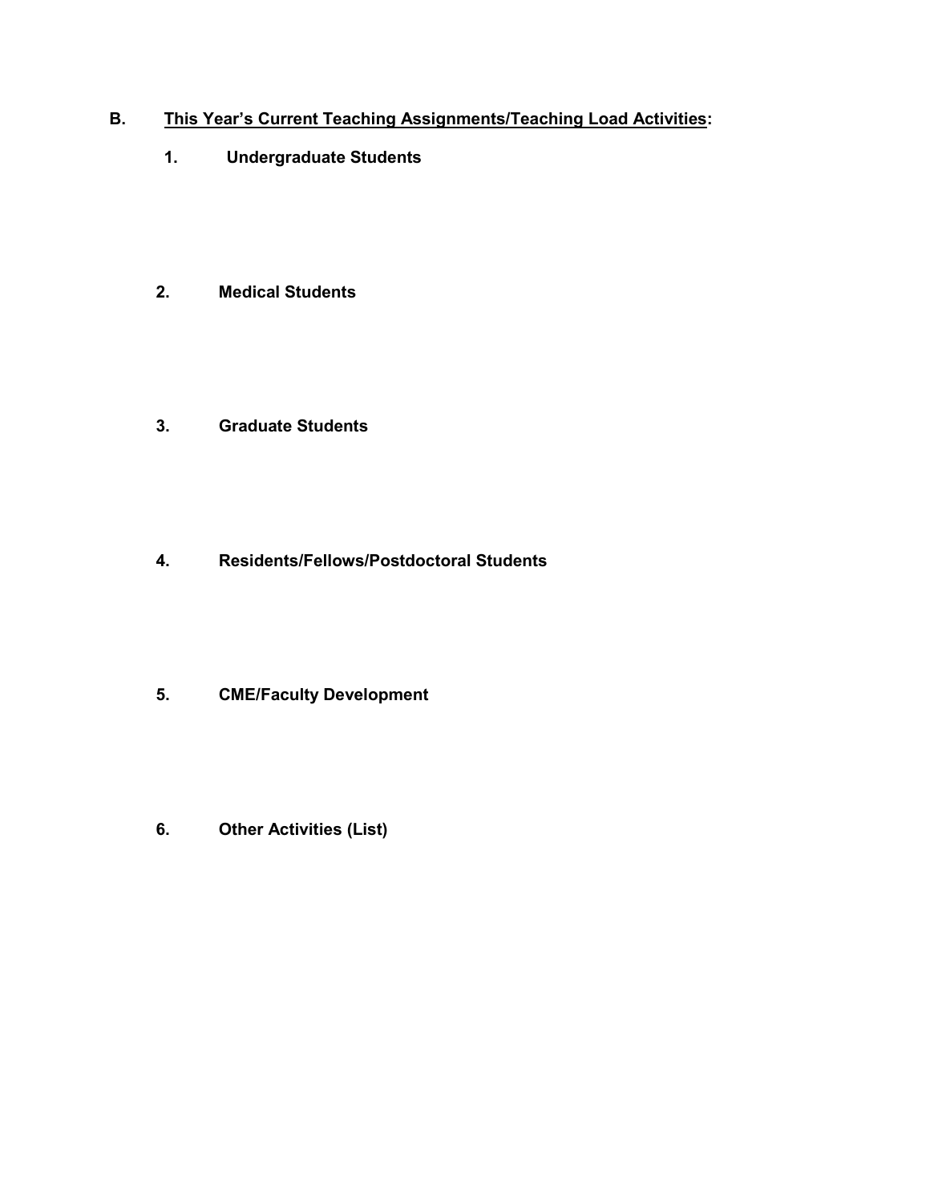## B. <u>This Year's Current Teaching Assignments/Teaching Load Activities</u>:

### 1. Undergraduate Students

### 2. Medical Students

### 3. Graduate Students

### 4. Residents/Fellows/Postdoctoral Students

### 5. CME/Faculty Development

### 6. Other Activities (List)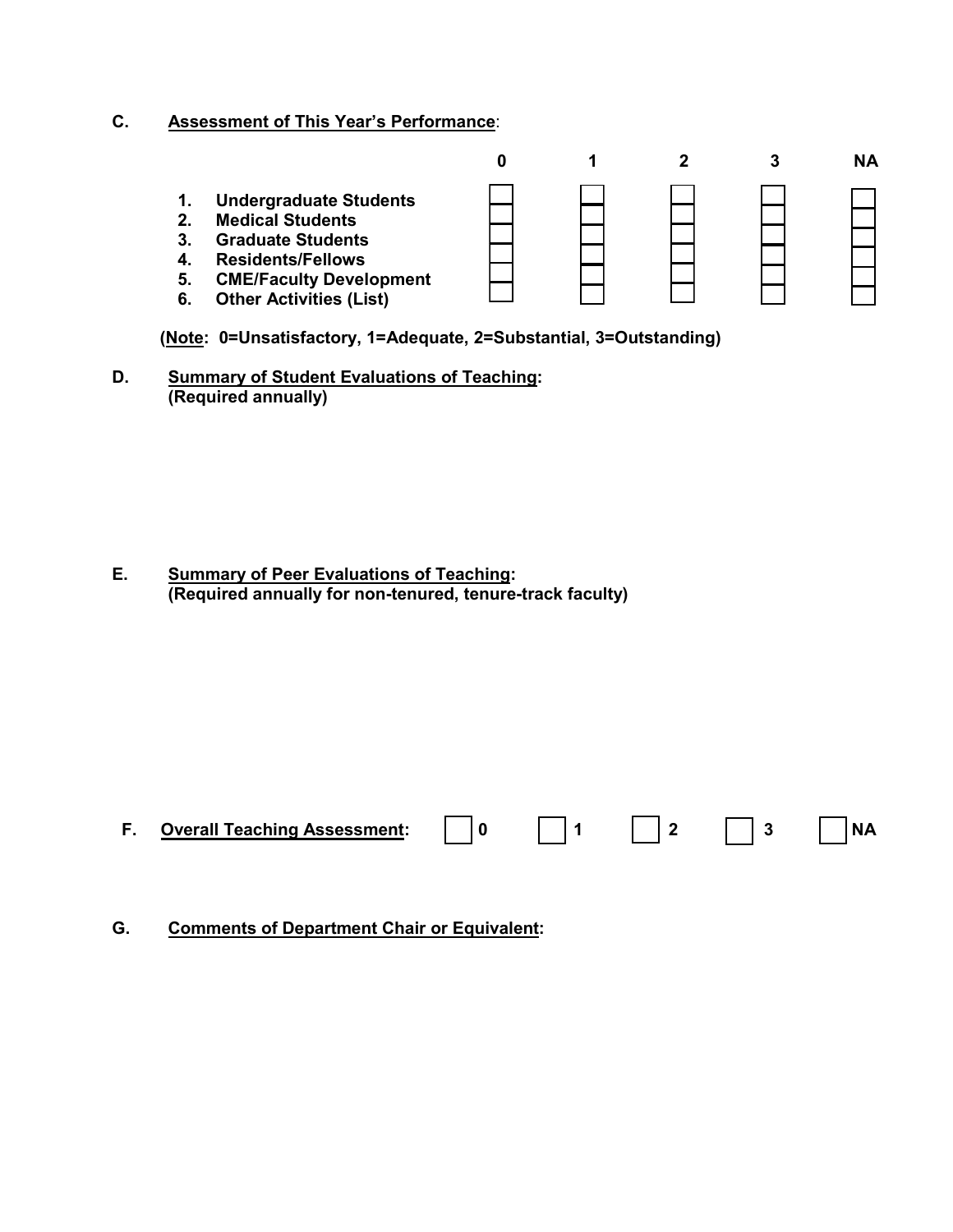**C. Assessment of This Year's Performance**:

| | 0 | 1 | 2 | 3 | NA |
|---|---|---|---|---|---|
| 1. **Undergraduate Students** | ☐ | ☐ | ☐ | ☐ | ☐ |
| 2. **Medical Students** | ☐ | ☐ | ☐ | ☐ | ☐ |
| 3. **Graduate Students** | ☐ | ☐ | ☐ | ☐ | ☐ |
| 4. **Residents/Fellows** | ☐ | ☐ | ☐ | ☐ | ☐ |
| 5. **CME/Faculty Development** | ☐ | ☐ | ☐ | ☐ | ☐ |
| 6. **Other Activities (List)** | ☐ | ☐ | ☐ | ☐ | ☐ |

**(Note: 0=Unsatisfactory, 1=Adequate, 2=Substantial, 3=Outstanding)**

**D. Summary of Student Evaluations of Teaching:**
**(Required annually)**

**E. Summary of Peer Evaluations of Teaching:**
**(Required annually for non-tenured, tenure-track faculty)**

**F. Overall Teaching Assessment:** ☐ **0** ☐ **1** ☐ **2** ☐ **3** ☐ **NA**

**G. Comments of Department Chair or Equivalent:**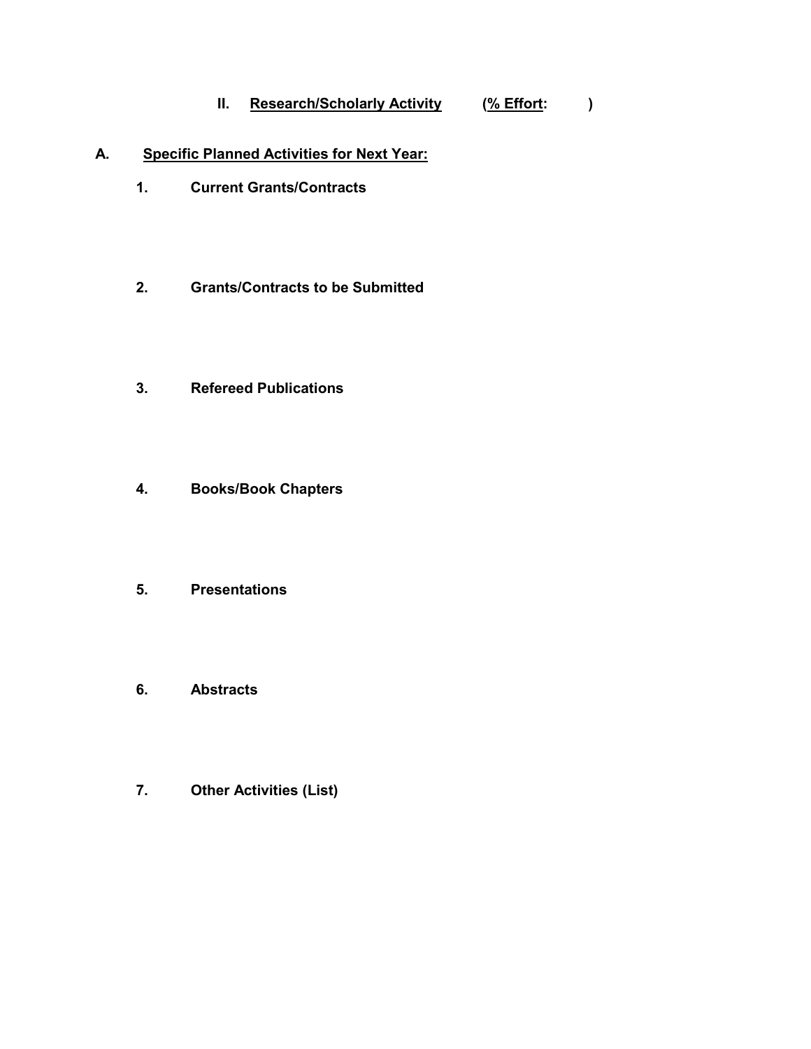## II. Research/Scholarly Activity (% Effort: )

### A. Specific Planned Activities for Next Year:

1. **Current Grants/Contracts**

2. **Grants/Contracts to be Submitted**

3. **Refereed Publications**

4. **Books/Book Chapters**

5. **Presentations**

6. **Abstracts**

7. **Other Activities (List)**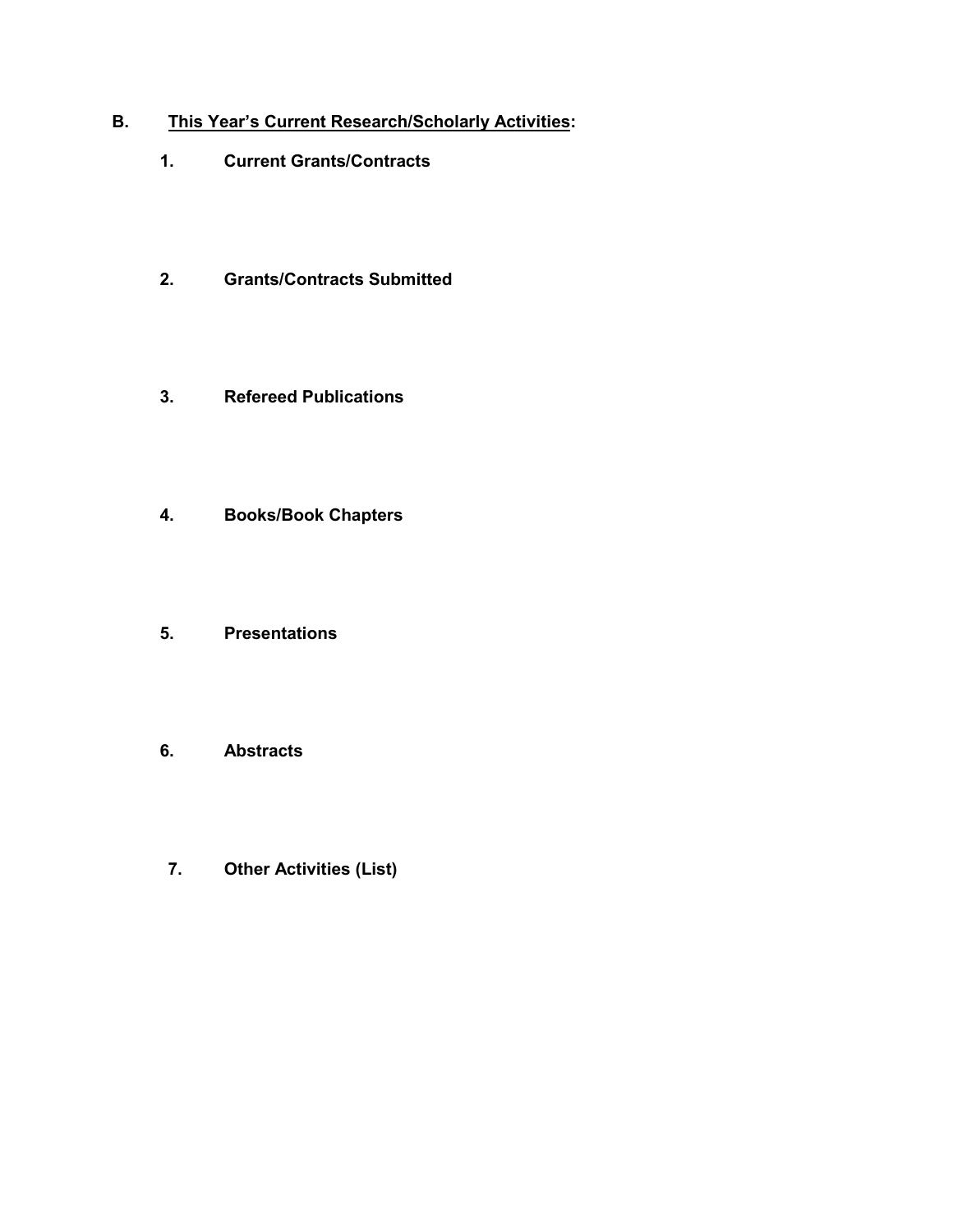## B. <u>This Year's Current Research/Scholarly Activities</u>:

### 1. Current Grants/Contracts

### 2. Grants/Contracts Submitted

### 3. Refereed Publications

### 4. Books/Book Chapters

### 5. Presentations

### 6. Abstracts

### 7. Other Activities (List)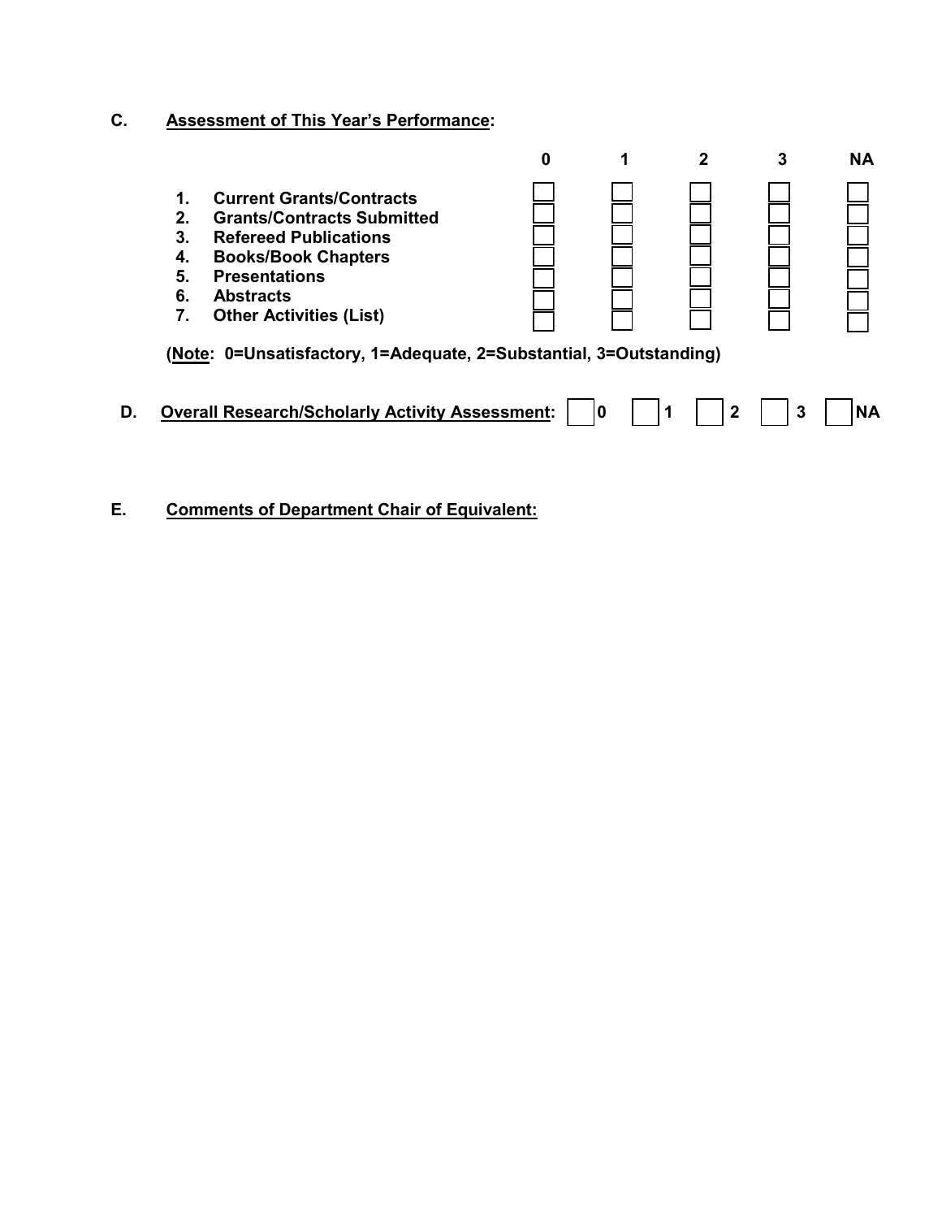### C. **Assessment of This Year's Performance**:

| | 0 | 1 | 2 | 3 | NA |
|---|---|---|---|---|---|
| 1. **Current Grants/Contracts** | ☐ | ☐ | ☐ | ☐ | ☐ |
| 2. **Grants/Contracts Submitted** | ☐ | ☐ | ☐ | ☐ | ☐ |
| 3. **Refereed Publications** | ☐ | ☐ | ☐ | ☐ | ☐ |
| 4. **Books/Book Chapters** | ☐ | ☐ | ☐ | ☐ | ☐ |
| 5. **Presentations** | ☐ | ☐ | ☐ | ☐ | ☐ |
| 6. **Abstracts** | ☐ | ☐ | ☐ | ☐ | ☐ |
| 7. **Other Activities (List)** | ☐ | ☐ | ☐ | ☐ | ☐ |

**(Note: 0=Unsatisfactory, 1=Adequate, 2=Substantial, 3=Outstanding)**

### D. **Overall Research/Scholarly Activity Assessment**: ☐ 0 ☐ 1 ☐ 2 ☐ 3 ☐ NA

### E. **Comments of Department Chair of Equivalent:**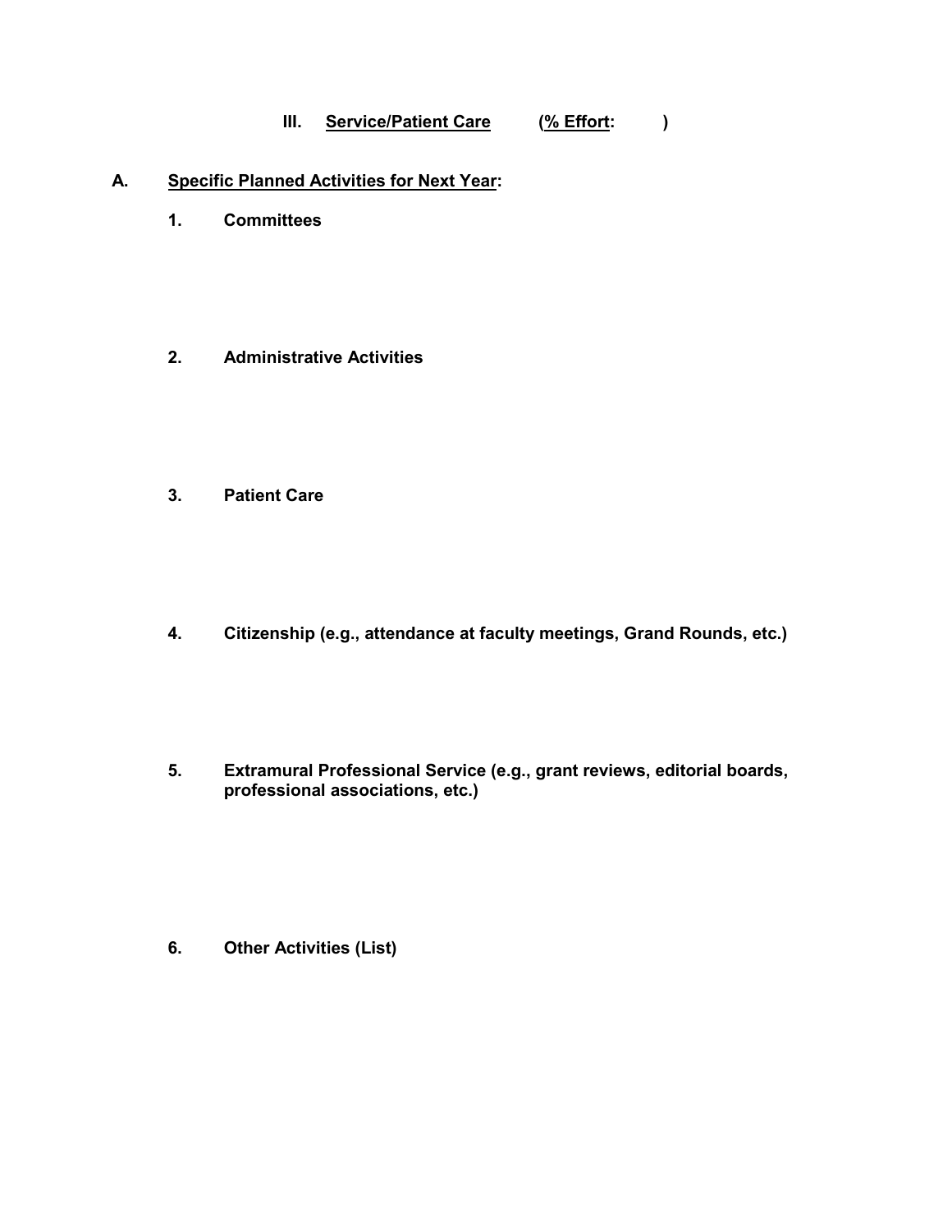## III. Service/Patient Care (% Effort: )

### A. Specific Planned Activities for Next Year:

1. **Committees**

2. **Administrative Activities**

3. **Patient Care**

4. **Citizenship (e.g., attendance at faculty meetings, Grand Rounds, etc.)**

5. **Extramural Professional Service (e.g., grant reviews, editorial boards, professional associations, etc.)**

6. **Other Activities (List)**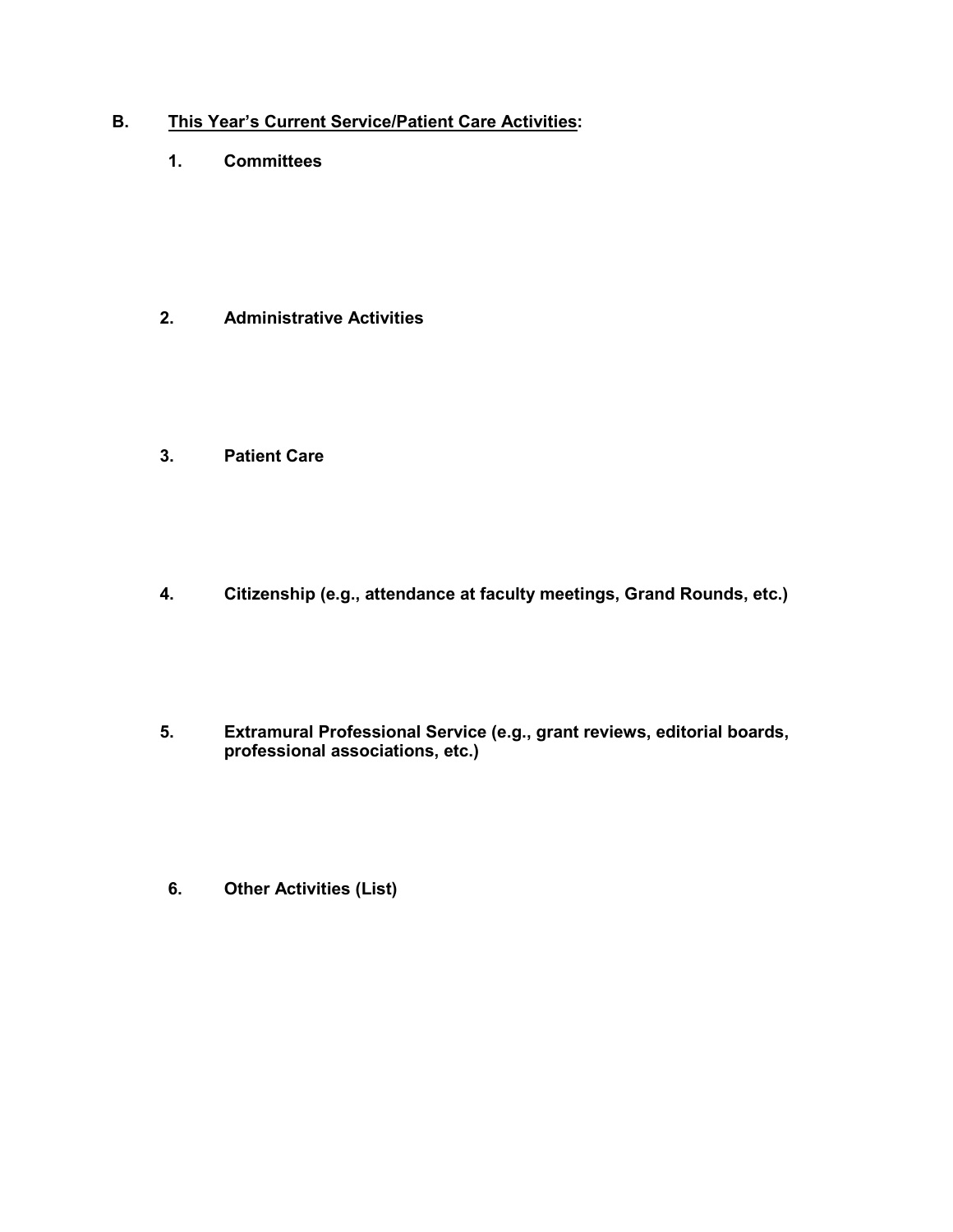## B. <u>This Year's Current Service/Patient Care Activities</u>:

**1. Committees**

**2. Administrative Activities**

**3. Patient Care**

**4. Citizenship (e.g., attendance at faculty meetings, Grand Rounds, etc.)**

**5. Extramural Professional Service (e.g., grant reviews, editorial boards, professional associations, etc.)**

**6. Other Activities (List)**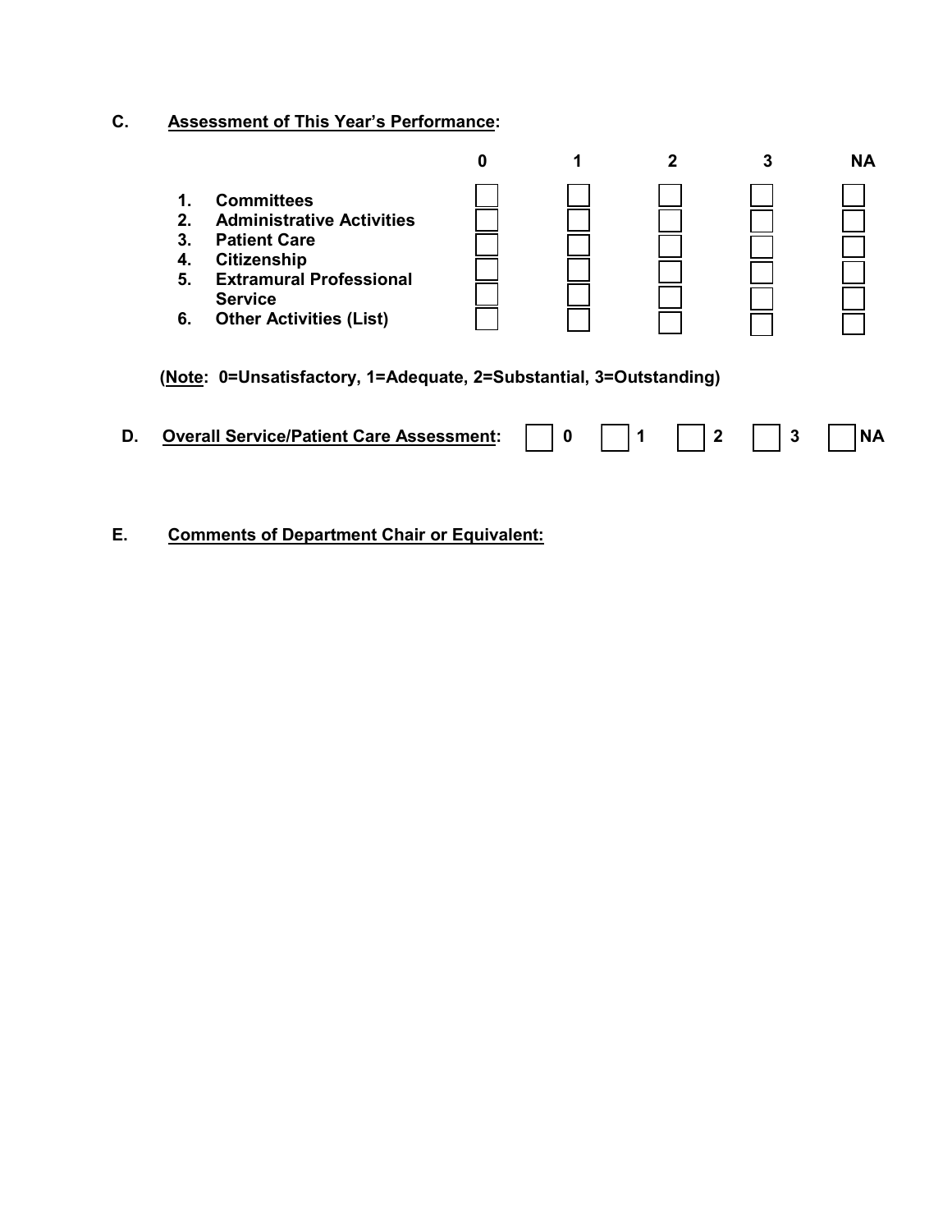**C. Assessment of This Year's Performance:**

| | 0 | 1 | 2 | 3 | NA |
|---|---|---|---|---|---|
| 1. Committees | ☐ | ☐ | ☐ | ☐ | ☐ |
| 2. Administrative Activities | ☐ | ☐ | ☐ | ☐ | ☐ |
| 3. Patient Care | ☐ | ☐ | ☐ | ☐ | ☐ |
| 4. Citizenship | ☐ | ☐ | ☐ | ☐ | ☐ |
| 5. Extramural Professional Service | ☐ | ☐ | ☐ | ☐ | ☐ |
| 6. Other Activities (List) | ☐ | ☐ | ☐ | ☐ | ☐ |

**(Note: 0=Unsatisfactory, 1=Adequate, 2=Substantial, 3=Outstanding)**

**D. Overall Service/Patient Care Assessment:** ☐ 0 ☐ 1 ☐ 2 ☐ 3 ☐ NA

**E. Comments of Department Chair or Equivalent:**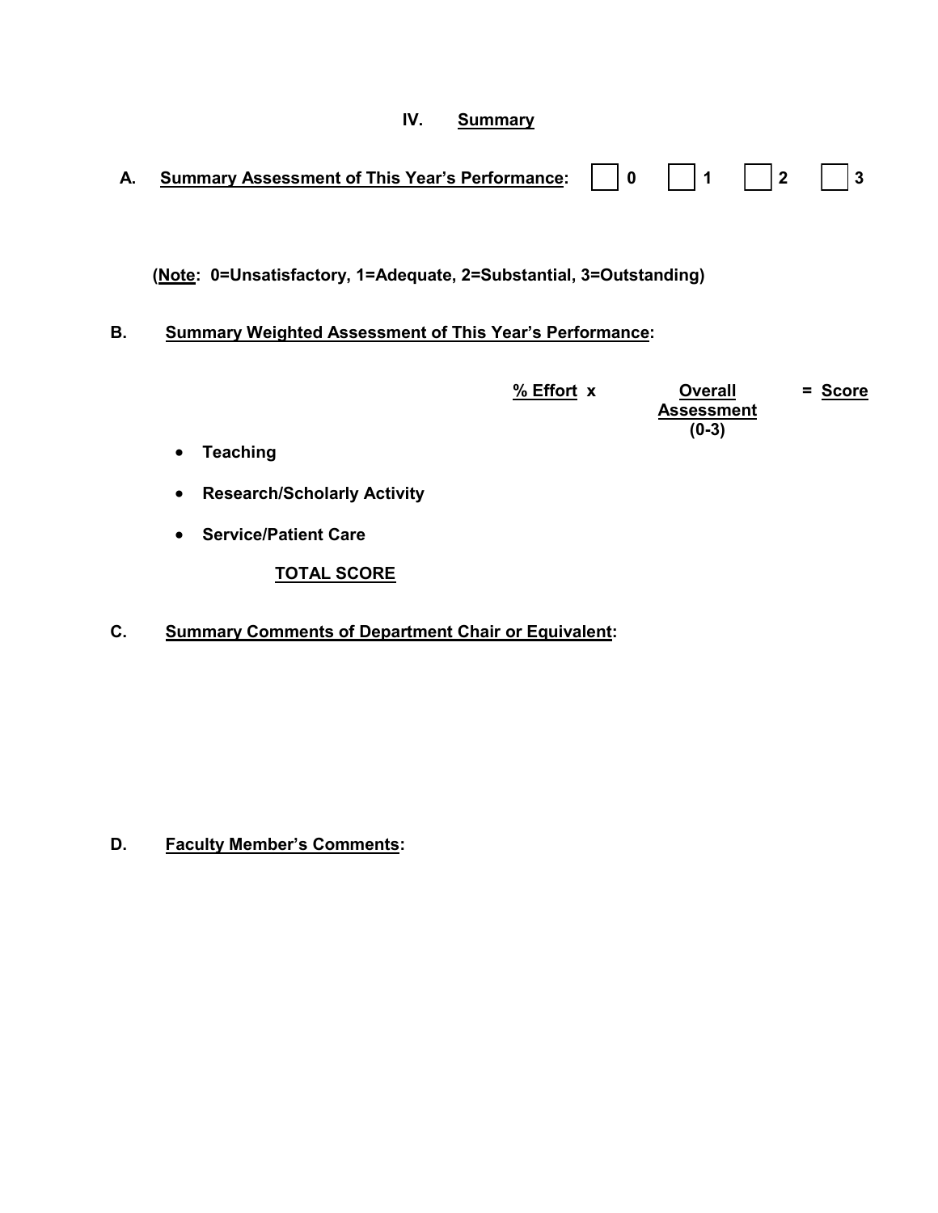## IV. Summary

**A. Summary Assessment of This Year's Performance:** ☐ 0 ☐ 1 ☐ 2 ☐ 3

**(Note: 0=Unsatisfactory, 1=Adequate, 2=Substantial, 3=Outstanding)**

**B. Summary Weighted Assessment of This Year's Performance:**

| | % Effort x | Overall Assessment (0-3) | = Score |
|---|---|---|---|
| • **Teaching** | | | |
| • **Research/Scholarly Activity** | | | |
| • **Service/Patient Care** | | | |
| **TOTAL SCORE** | | | |

**C. Summary Comments of Department Chair or Equivalent:**

**D. Faculty Member's Comments:**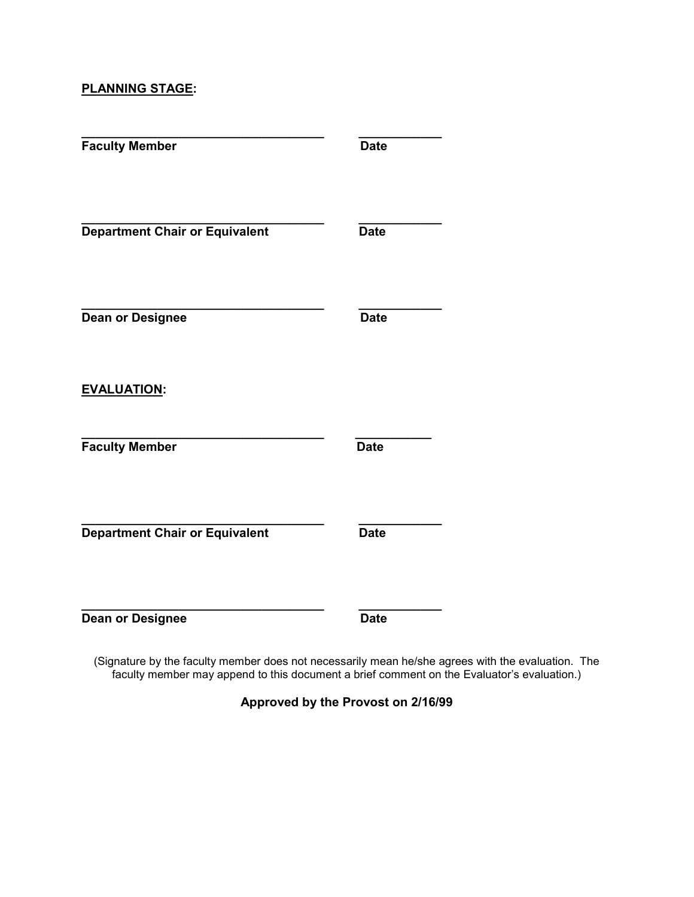**PLANNING STAGE:**

\_\_\_\_\_\_\_\_\_\_\_\_\_\_\_\_\_\_\_\_\_\_\_\_\_\_\_\_\_\_\_\_\_\_\_\_ \_\_\_\_\_\_\_\_\_\_\_\_
**Faculty Member** **Date**

\_\_\_\_\_\_\_\_\_\_\_\_\_\_\_\_\_\_\_\_\_\_\_\_\_\_\_\_\_\_\_\_\_\_\_\_ \_\_\_\_\_\_\_\_\_\_\_\_
**Department Chair or Equivalent** **Date**

\_\_\_\_\_\_\_\_\_\_\_\_\_\_\_\_\_\_\_\_\_\_\_\_\_\_\_\_\_\_\_\_\_\_\_\_ \_\_\_\_\_\_\_\_\_\_\_\_
**Dean or Designee** **Date**

**EVALUATION:**

\_\_\_\_\_\_\_\_\_\_\_\_\_\_\_\_\_\_\_\_\_\_\_\_\_\_\_\_\_\_\_\_\_\_\_\_ \_\_\_\_\_\_\_\_\_\_\_
**Faculty Member** **Date**

\_\_\_\_\_\_\_\_\_\_\_\_\_\_\_\_\_\_\_\_\_\_\_\_\_\_\_\_\_\_\_\_\_\_\_\_ \_\_\_\_\_\_\_\_\_\_\_\_
**Department Chair or Equivalent** **Date**

\_\_\_\_\_\_\_\_\_\_\_\_\_\_\_\_\_\_\_\_\_\_\_\_\_\_\_\_\_\_\_\_\_\_\_\_ \_\_\_\_\_\_\_\_\_\_\_\_
**Dean or Designee** **Date**

(Signature by the faculty member does not necessarily mean he/she agrees with the evaluation. The faculty member may append to this document a brief comment on the Evaluator's evaluation.)

**Approved by the Provost on 2/16/99**